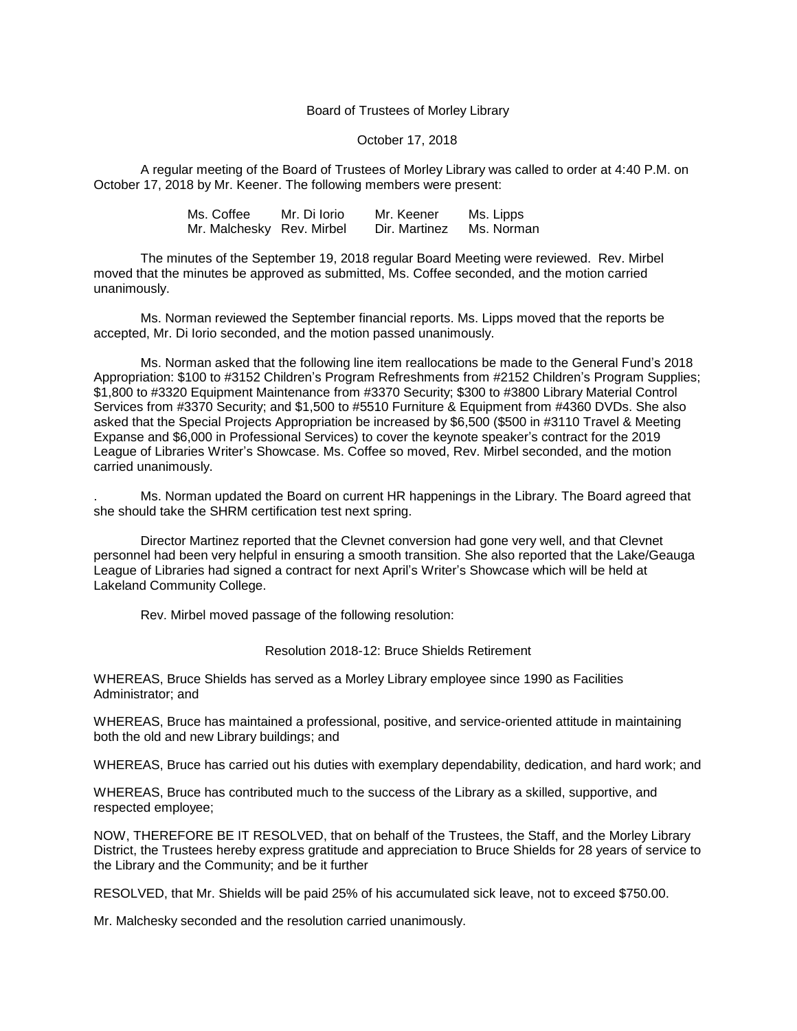Board of Trustees of Morley Library

October 17, 2018

A regular meeting of the Board of Trustees of Morley Library was called to order at 4:40 P.M. on October 17, 2018 by Mr. Keener. The following members were present:

| | | | |
|---|---|---|---|
| Ms. Coffee | Mr. Di Iorio | Mr. Keener | Ms. Lipps |
| Mr. Malchesky | Rev. Mirbel | Dir. Martinez | Ms. Norman |

The minutes of the September 19, 2018 regular Board Meeting were reviewed. Rev. Mirbel moved that the minutes be approved as submitted, Ms. Coffee seconded, and the motion carried unanimously.

Ms. Norman reviewed the September financial reports. Ms. Lipps moved that the reports be accepted, Mr. Di Iorio seconded, and the motion passed unanimously.

Ms. Norman asked that the following line item reallocations be made to the General Fund's 2018 Appropriation: $100 to #3152 Children's Program Refreshments from #2152 Children's Program Supplies; $1,800 to #3320 Equipment Maintenance from #3370 Security; $300 to #3800 Library Material Control Services from #3370 Security; and $1,500 to #5510 Furniture & Equipment from #4360 DVDs. She also asked that the Special Projects Appropriation be increased by $6,500 ($500 in #3110 Travel & Meeting Expanse and $6,000 in Professional Services) to cover the keynote speaker's contract for the 2019 League of Libraries Writer's Showcase. Ms. Coffee so moved, Rev. Mirbel seconded, and the motion carried unanimously.

. Ms. Norman updated the Board on current HR happenings in the Library. The Board agreed that she should take the SHRM certification test next spring.

Director Martinez reported that the Clevnet conversion had gone very well, and that Clevnet personnel had been very helpful in ensuring a smooth transition. She also reported that the Lake/Geauga League of Libraries had signed a contract for next April's Writer's Showcase which will be held at Lakeland Community College.

Rev. Mirbel moved passage of the following resolution:

Resolution 2018-12: Bruce Shields Retirement

WHEREAS, Bruce Shields has served as a Morley Library employee since 1990 as Facilities Administrator; and

WHEREAS, Bruce has maintained a professional, positive, and service-oriented attitude in maintaining both the old and new Library buildings; and

WHEREAS, Bruce has carried out his duties with exemplary dependability, dedication, and hard work; and

WHEREAS, Bruce has contributed much to the success of the Library as a skilled, supportive, and respected employee;

NOW, THEREFORE BE IT RESOLVED, that on behalf of the Trustees, the Staff, and the Morley Library District, the Trustees hereby express gratitude and appreciation to Bruce Shields for 28 years of service to the Library and the Community; and be it further

RESOLVED, that Mr. Shields will be paid 25% of his accumulated sick leave, not to exceed $750.00.

Mr. Malchesky seconded and the resolution carried unanimously.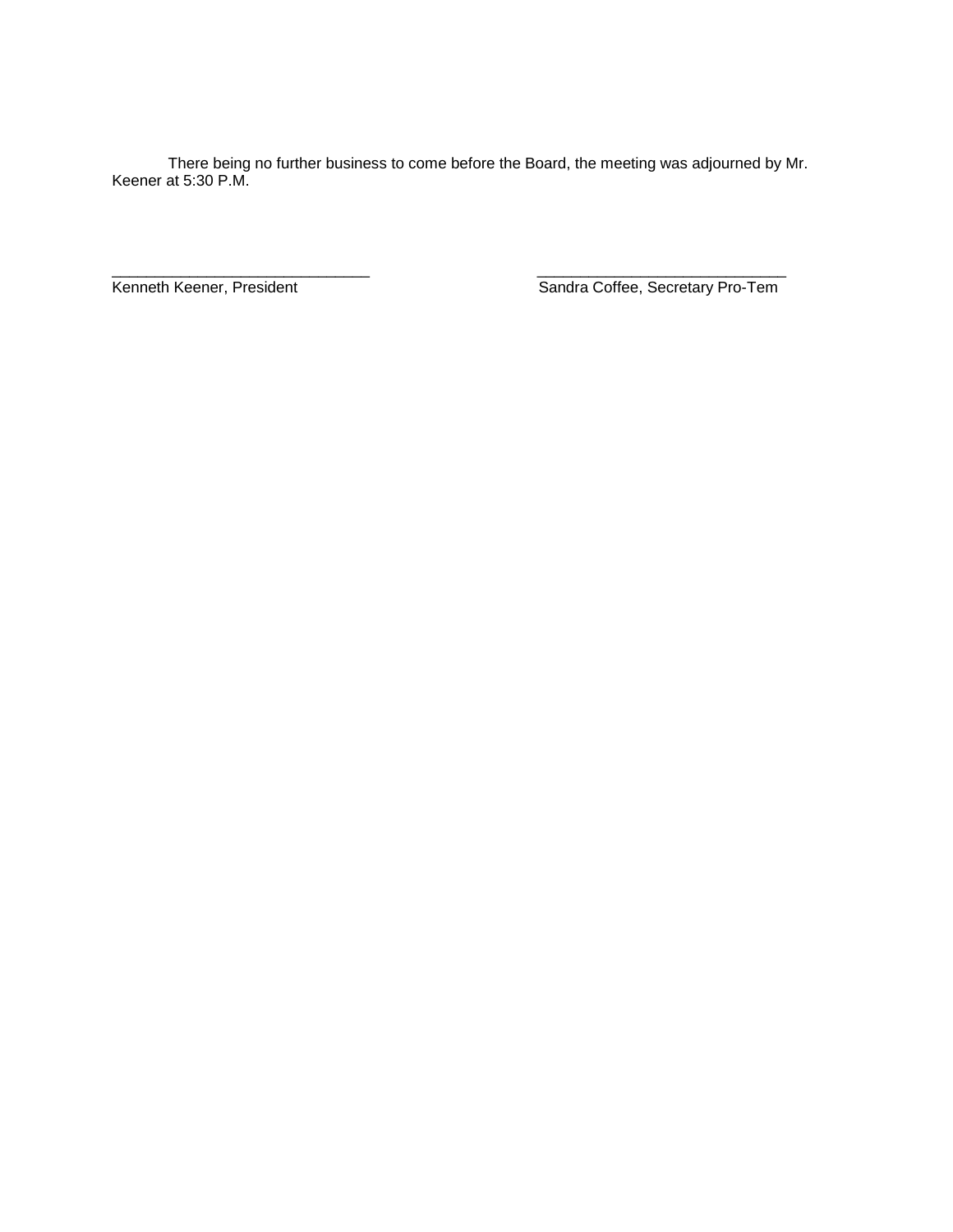There being no further business to come before the Board, the meeting was adjourned by Mr. Keener at 5:30 P.M.

______________________________
Kenneth Keener, President

______________________________
Sandra Coffee, Secretary Pro-Tem